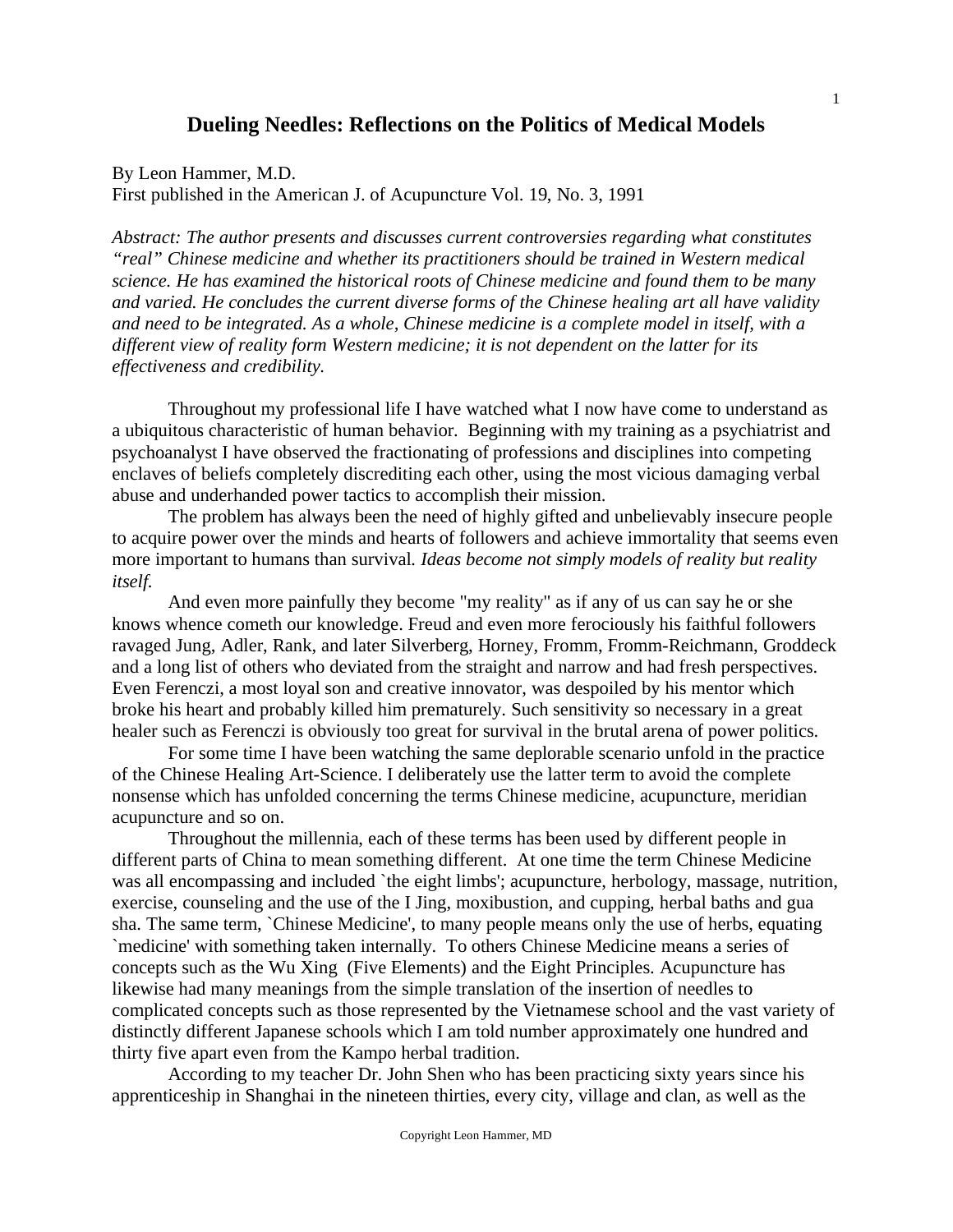# Dueling Needles: Reflections on the Politics of Medical Models

By Leon Hammer, M.D.
First published in the American J. of Acupuncture Vol. 19, No. 3, 1991

*Abstract: The author presents and discusses current controversies regarding what constitutes "real" Chinese medicine and whether its practitioners should be trained in Western medical science. He has examined the historical roots of Chinese medicine and found them to be many and varied. He concludes the current diverse forms of the Chinese healing art all have validity and need to be integrated. As a whole, Chinese medicine is a complete model in itself, with a different view of reality form Western medicine; it is not dependent on the latter for its effectiveness and credibility.*

Throughout my professional life I have watched what I now have come to understand as a ubiquitous characteristic of human behavior. Beginning with my training as a psychiatrist and psychoanalyst I have observed the fractionating of professions and disciplines into competing enclaves of beliefs completely discrediting each other, using the most vicious damaging verbal abuse and underhanded power tactics to accomplish their mission.

The problem has always been the need of highly gifted and unbelievably insecure people to acquire power over the minds and hearts of followers and achieve immortality that seems even more important to humans than survival. *Ideas become not simply models of reality but reality itself.*

And even more painfully they become "my reality" as if any of us can say he or she knows whence cometh our knowledge. Freud and even more ferociously his faithful followers ravaged Jung, Adler, Rank, and later Silverberg, Horney, Fromm, Fromm-Reichmann, Groddeck and a long list of others who deviated from the straight and narrow and had fresh perspectives. Even Ferenczi, a most loyal son and creative innovator, was despoiled by his mentor which broke his heart and probably killed him prematurely. Such sensitivity so necessary in a great healer such as Ferenczi is obviously too great for survival in the brutal arena of power politics.

For some time I have been watching the same deplorable scenario unfold in the practice of the Chinese Healing Art-Science. I deliberately use the latter term to avoid the complete nonsense which has unfolded concerning the terms Chinese medicine, acupuncture, meridian acupuncture and so on.

Throughout the millennia, each of these terms has been used by different people in different parts of China to mean something different. At one time the term Chinese Medicine was all encompassing and included `the eight limbs'; acupuncture, herbology, massage, nutrition, exercise, counseling and the use of the I Jing, moxibustion, and cupping, herbal baths and gua sha. The same term, `Chinese Medicine', to many people means only the use of herbs, equating `medicine' with something taken internally. To others Chinese Medicine means a series of concepts such as the Wu Xing (Five Elements) and the Eight Principles. Acupuncture has likewise had many meanings from the simple translation of the insertion of needles to complicated concepts such as those represented by the Vietnamese school and the vast variety of distinctly different Japanese schools which I am told number approximately one hundred and thirty five apart even from the Kampo herbal tradition.

According to my teacher Dr. John Shen who has been practicing sixty years since his apprenticeship in Shanghai in the nineteen thirties, every city, village and clan, as well as the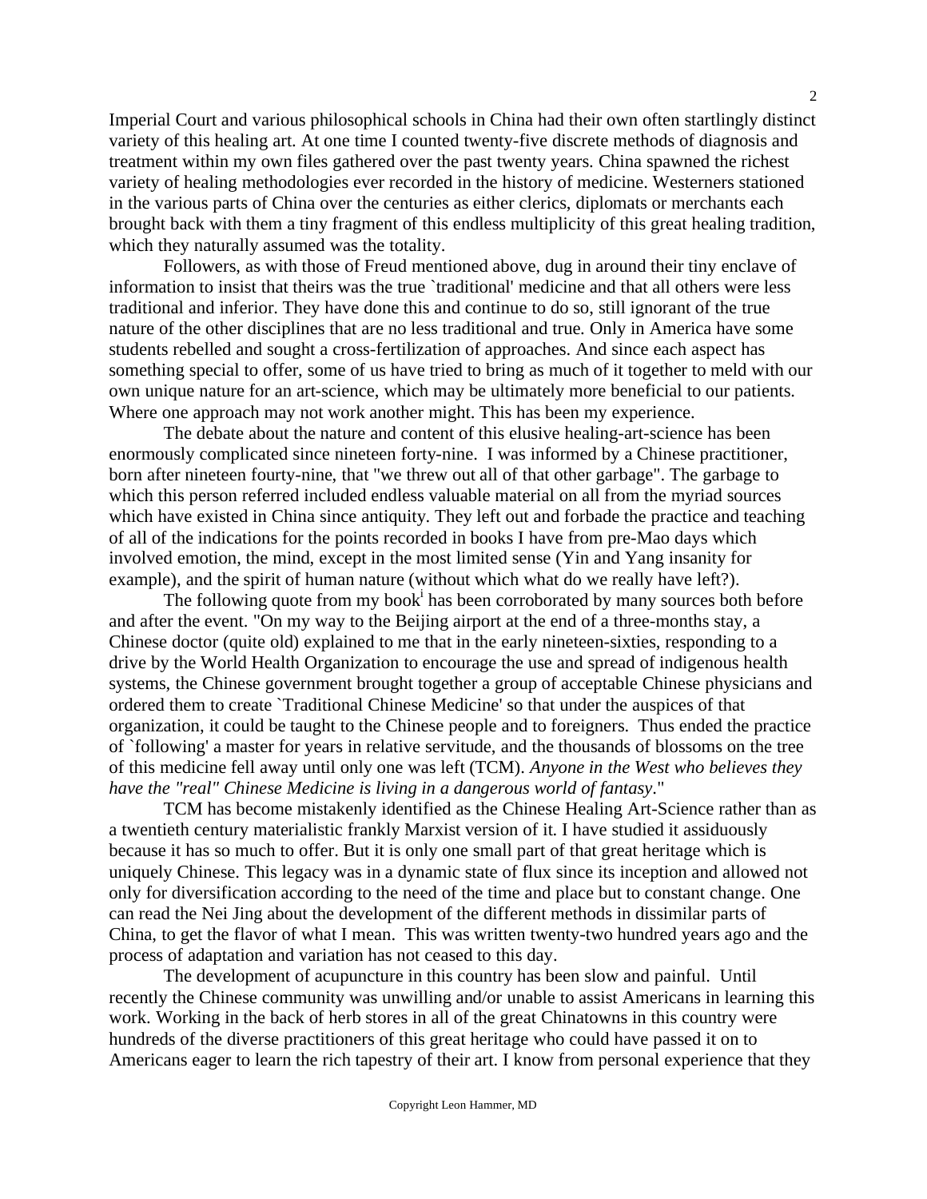Imperial Court and various philosophical schools in China had their own often startlingly distinct variety of this healing art. At one time I counted twenty-five discrete methods of diagnosis and treatment within my own files gathered over the past twenty years. China spawned the richest variety of healing methodologies ever recorded in the history of medicine. Westerners stationed in the various parts of China over the centuries as either clerics, diplomats or merchants each brought back with them a tiny fragment of this endless multiplicity of this great healing tradition, which they naturally assumed was the totality.

Followers, as with those of Freud mentioned above, dug in around their tiny enclave of information to insist that theirs was the true `traditional' medicine and that all others were less traditional and inferior. They have done this and continue to do so, still ignorant of the true nature of the other disciplines that are no less traditional and true. Only in America have some students rebelled and sought a cross-fertilization of approaches. And since each aspect has something special to offer, some of us have tried to bring as much of it together to meld with our own unique nature for an art-science, which may be ultimately more beneficial to our patients. Where one approach may not work another might. This has been my experience.

The debate about the nature and content of this elusive healing-art-science has been enormously complicated since nineteen forty-nine. I was informed by a Chinese practitioner, born after nineteen fourty-nine, that "we threw out all of that other garbage". The garbage to which this person referred included endless valuable material on all from the myriad sources which have existed in China since antiquity. They left out and forbade the practice and teaching of all of the indications for the points recorded in books I have from pre-Mao days which involved emotion, the mind, except in the most limited sense (Yin and Yang insanity for example), and the spirit of human nature (without which what do we really have left?).

The following quote from my book[i] has been corroborated by many sources both before and after the event. "On my way to the Beijing airport at the end of a three-months stay, a Chinese doctor (quite old) explained to me that in the early nineteen-sixties, responding to a drive by the World Health Organization to encourage the use and spread of indigenous health systems, the Chinese government brought together a group of acceptable Chinese physicians and ordered them to create `Traditional Chinese Medicine' so that under the auspices of that organization, it could be taught to the Chinese people and to foreigners. Thus ended the practice of `following' a master for years in relative servitude, and the thousands of blossoms on the tree of this medicine fell away until only one was left (TCM). *Anyone in the West who believes they have the "real" Chinese Medicine is living in a dangerous world of fantasy*."

TCM has become mistakenly identified as the Chinese Healing Art-Science rather than as a twentieth century materialistic frankly Marxist version of it. I have studied it assiduously because it has so much to offer. But it is only one small part of that great heritage which is uniquely Chinese. This legacy was in a dynamic state of flux since its inception and allowed not only for diversification according to the need of the time and place but to constant change. One can read the Nei Jing about the development of the different methods in dissimilar parts of China, to get the flavor of what I mean. This was written twenty-two hundred years ago and the process of adaptation and variation has not ceased to this day.

The development of acupuncture in this country has been slow and painful. Until recently the Chinese community was unwilling and/or unable to assist Americans in learning this work. Working in the back of herb stores in all of the great Chinatowns in this country were hundreds of the diverse practitioners of this great heritage who could have passed it on to Americans eager to learn the rich tapestry of their art. I know from personal experience that they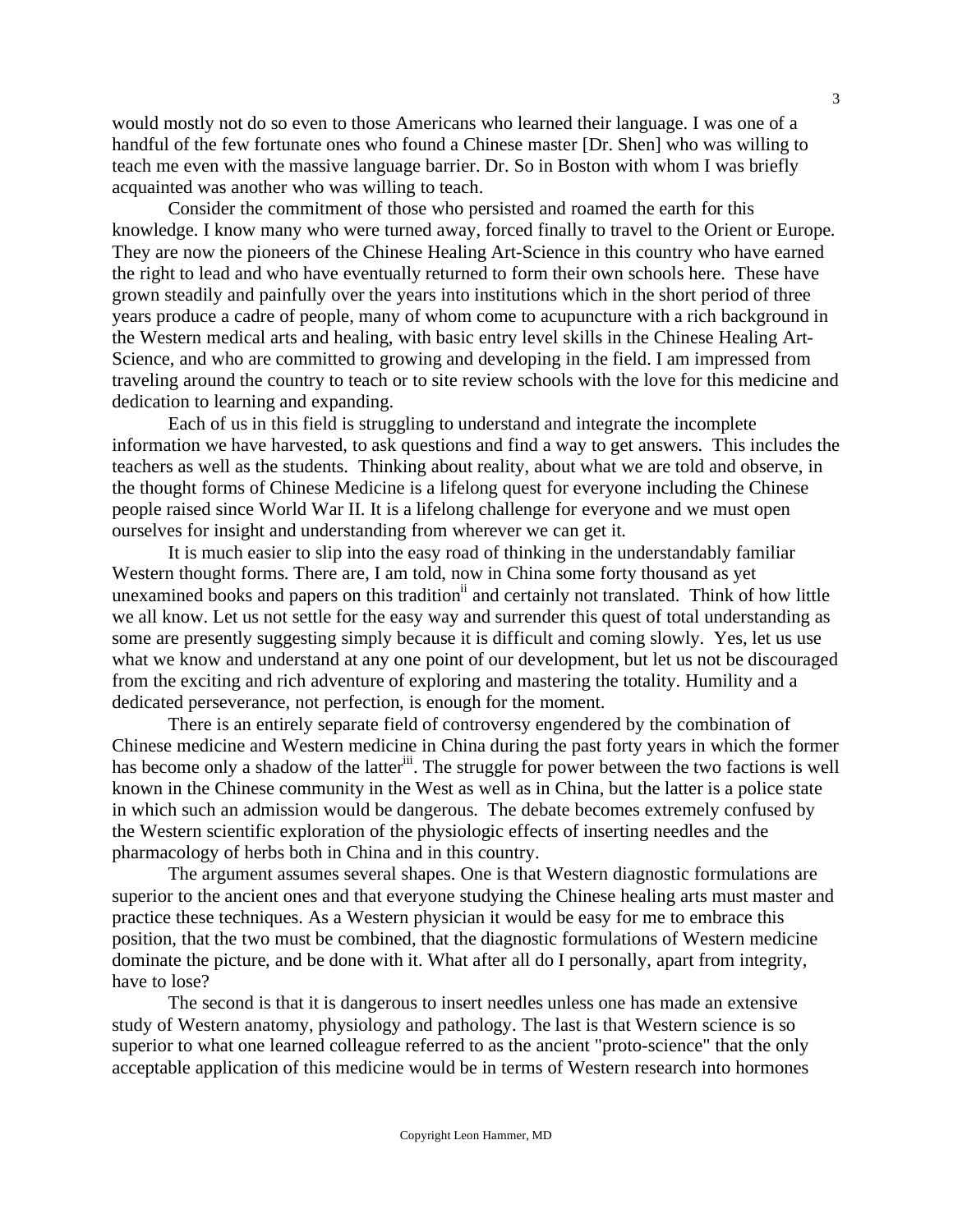would mostly not do so even to those Americans who learned their language. I was one of a handful of the few fortunate ones who found a Chinese master [Dr. Shen] who was willing to teach me even with the massive language barrier. Dr. So in Boston with whom I was briefly acquainted was another who was willing to teach.

Consider the commitment of those who persisted and roamed the earth for this knowledge. I know many who were turned away, forced finally to travel to the Orient or Europe. They are now the pioneers of the Chinese Healing Art-Science in this country who have earned the right to lead and who have eventually returned to form their own schools here. These have grown steadily and painfully over the years into institutions which in the short period of three years produce a cadre of people, many of whom come to acupuncture with a rich background in the Western medical arts and healing, with basic entry level skills in the Chinese Healing Art-Science, and who are committed to growing and developing in the field. I am impressed from traveling around the country to teach or to site review schools with the love for this medicine and dedication to learning and expanding.

Each of us in this field is struggling to understand and integrate the incomplete information we have harvested, to ask questions and find a way to get answers. This includes the teachers as well as the students. Thinking about reality, about what we are told and observe, in the thought forms of Chinese Medicine is a lifelong quest for everyone including the Chinese people raised since World War II. It is a lifelong challenge for everyone and we must open ourselves for insight and understanding from wherever we can get it.

It is much easier to slip into the easy road of thinking in the understandably familiar Western thought forms. There are, I am told, now in China some forty thousand as yet unexamined books and papers on this tradition[ii] and certainly not translated. Think of how little we all know. Let us not settle for the easy way and surrender this quest of total understanding as some are presently suggesting simply because it is difficult and coming slowly. Yes, let us use what we know and understand at any one point of our development, but let us not be discouraged from the exciting and rich adventure of exploring and mastering the totality. Humility and a dedicated perseverance, not perfection, is enough for the moment.

There is an entirely separate field of controversy engendered by the combination of Chinese medicine and Western medicine in China during the past forty years in which the former has become only a shadow of the latter[iii]. The struggle for power between the two factions is well known in the Chinese community in the West as well as in China, but the latter is a police state in which such an admission would be dangerous. The debate becomes extremely confused by the Western scientific exploration of the physiologic effects of inserting needles and the pharmacology of herbs both in China and in this country.

The argument assumes several shapes. One is that Western diagnostic formulations are superior to the ancient ones and that everyone studying the Chinese healing arts must master and practice these techniques. As a Western physician it would be easy for me to embrace this position, that the two must be combined, that the diagnostic formulations of Western medicine dominate the picture, and be done with it. What after all do I personally, apart from integrity, have to lose?

The second is that it is dangerous to insert needles unless one has made an extensive study of Western anatomy, physiology and pathology. The last is that Western science is so superior to what one learned colleague referred to as the ancient "proto-science" that the only acceptable application of this medicine would be in terms of Western research into hormones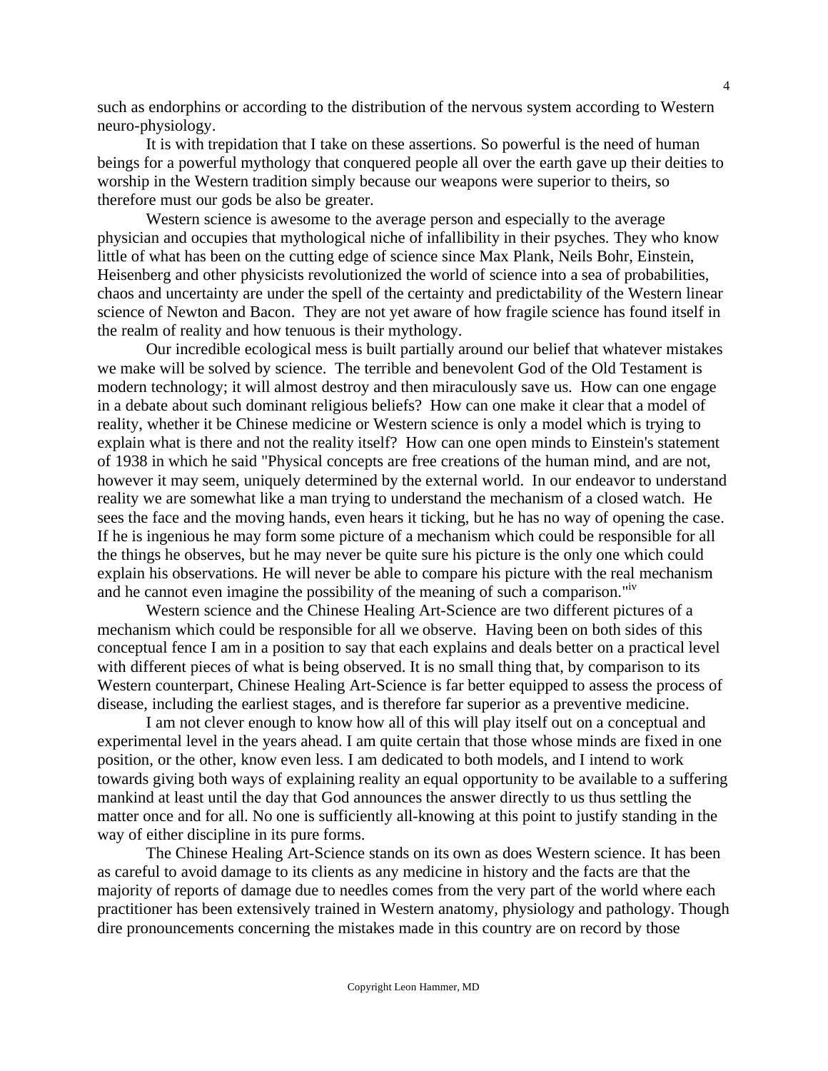such as endorphins or according to the distribution of the nervous system according to Western neuro-physiology.

It is with trepidation that I take on these assertions. So powerful is the need of human beings for a powerful mythology that conquered people all over the earth gave up their deities to worship in the Western tradition simply because our weapons were superior to theirs, so therefore must our gods be also be greater.

Western science is awesome to the average person and especially to the average physician and occupies that mythological niche of infallibility in their psyches. They who know little of what has been on the cutting edge of science since Max Plank, Neils Bohr, Einstein, Heisenberg and other physicists revolutionized the world of science into a sea of probabilities, chaos and uncertainty are under the spell of the certainty and predictability of the Western linear science of Newton and Bacon. They are not yet aware of how fragile science has found itself in the realm of reality and how tenuous is their mythology.

Our incredible ecological mess is built partially around our belief that whatever mistakes we make will be solved by science. The terrible and benevolent God of the Old Testament is modern technology; it will almost destroy and then miraculously save us. How can one engage in a debate about such dominant religious beliefs? How can one make it clear that a model of reality, whether it be Chinese medicine or Western science is only a model which is trying to explain what is there and not the reality itself? How can one open minds to Einstein's statement of 1938 in which he said "Physical concepts are free creations of the human mind, and are not, however it may seem, uniquely determined by the external world. In our endeavor to understand reality we are somewhat like a man trying to understand the mechanism of a closed watch. He sees the face and the moving hands, even hears it ticking, but he has no way of opening the case. If he is ingenious he may form some picture of a mechanism which could be responsible for all the things he observes, but he may never be quite sure his picture is the only one which could explain his observations. He will never be able to compare his picture with the real mechanism and he cannot even imagine the possibility of the meaning of such a comparison."[iv]

Western science and the Chinese Healing Art-Science are two different pictures of a mechanism which could be responsible for all we observe. Having been on both sides of this conceptual fence I am in a position to say that each explains and deals better on a practical level with different pieces of what is being observed. It is no small thing that, by comparison to its Western counterpart, Chinese Healing Art-Science is far better equipped to assess the process of disease, including the earliest stages, and is therefore far superior as a preventive medicine.

I am not clever enough to know how all of this will play itself out on a conceptual and experimental level in the years ahead. I am quite certain that those whose minds are fixed in one position, or the other, know even less. I am dedicated to both models, and I intend to work towards giving both ways of explaining reality an equal opportunity to be available to a suffering mankind at least until the day that God announces the answer directly to us thus settling the matter once and for all. No one is sufficiently all-knowing at this point to justify standing in the way of either discipline in its pure forms.

The Chinese Healing Art-Science stands on its own as does Western science. It has been as careful to avoid damage to its clients as any medicine in history and the facts are that the majority of reports of damage due to needles comes from the very part of the world where each practitioner has been extensively trained in Western anatomy, physiology and pathology. Though dire pronouncements concerning the mistakes made in this country are on record by those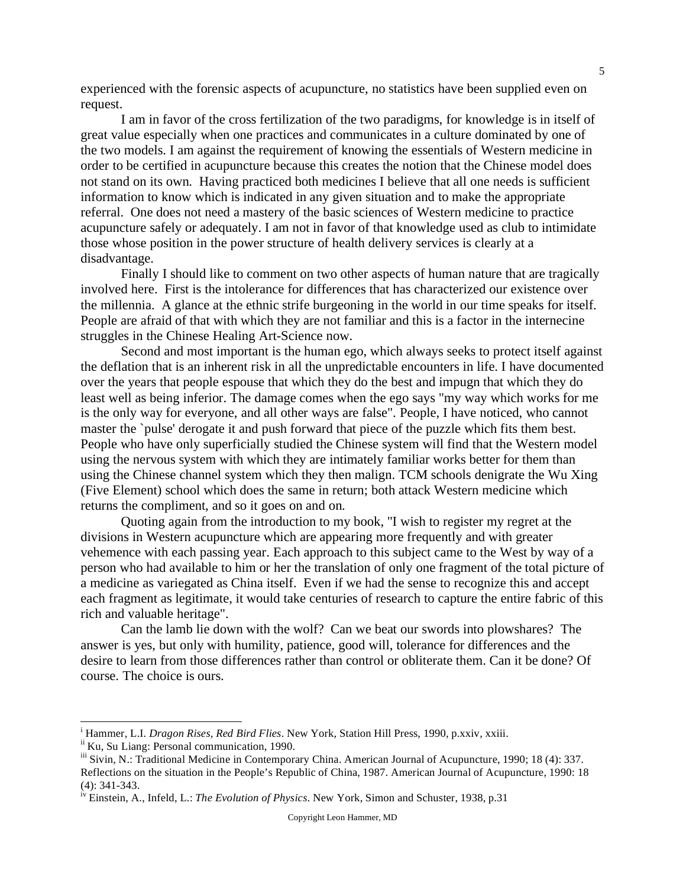experienced with the forensic aspects of acupuncture, no statistics have been supplied even on request.

I am in favor of the cross fertilization of the two paradigms, for knowledge is in itself of great value especially when one practices and communicates in a culture dominated by one of the two models. I am against the requirement of knowing the essentials of Western medicine in order to be certified in acupuncture because this creates the notion that the Chinese model does not stand on its own. Having practiced both medicines I believe that all one needs is sufficient information to know which is indicated in any given situation and to make the appropriate referral. One does not need a mastery of the basic sciences of Western medicine to practice acupuncture safely or adequately. I am not in favor of that knowledge used as club to intimidate those whose position in the power structure of health delivery services is clearly at a disadvantage.

Finally I should like to comment on two other aspects of human nature that are tragically involved here. First is the intolerance for differences that has characterized our existence over the millennia. A glance at the ethnic strife burgeoning in the world in our time speaks for itself. People are afraid of that with which they are not familiar and this is a factor in the internecine struggles in the Chinese Healing Art-Science now.

Second and most important is the human ego, which always seeks to protect itself against the deflation that is an inherent risk in all the unpredictable encounters in life. I have documented over the years that people espouse that which they do the best and impugn that which they do least well as being inferior. The damage comes when the ego says "my way which works for me is the only way for everyone, and all other ways are false". People, I have noticed, who cannot master the `pulse' derogate it and push forward that piece of the puzzle which fits them best. People who have only superficially studied the Chinese system will find that the Western model using the nervous system with which they are intimately familiar works better for them than using the Chinese channel system which they then malign. TCM schools denigrate the Wu Xing (Five Element) school which does the same in return; both attack Western medicine which returns the compliment, and so it goes on and on.

Quoting again from the introduction to my book, "I wish to register my regret at the divisions in Western acupuncture which are appearing more frequently and with greater vehemence with each passing year. Each approach to this subject came to the West by way of a person who had available to him or her the translation of only one fragment of the total picture of a medicine as variegated as China itself. Even if we had the sense to recognize this and accept each fragment as legitimate, it would take centuries of research to capture the entire fabric of this rich and valuable heritage".

Can the lamb lie down with the wolf? Can we beat our swords into plowshares? The answer is yes, but only with humility, patience, good will, tolerance for differences and the desire to learn from those differences rather than control or obliterate them. Can it be done? Of course. The choice is ours.

---

[i] Hammer, L.I. *Dragon Rises, Red Bird Flies*. New York, Station Hill Press, 1990, p.xxiv, xxiii.

[ii] Ku, Su Liang: Personal communication, 1990.

[iii] Sivin, N.: Traditional Medicine in Contemporary China. American Journal of Acupuncture, 1990; 18 (4): 337. Reflections on the situation in the People's Republic of China, 1987. American Journal of Acupuncture, 1990: 18 (4): 341-343.

[iv] Einstein, A., Infeld, L.: *The Evolution of Physics*. New York, Simon and Schuster, 1938, p.31

Copyright Leon Hammer, MD